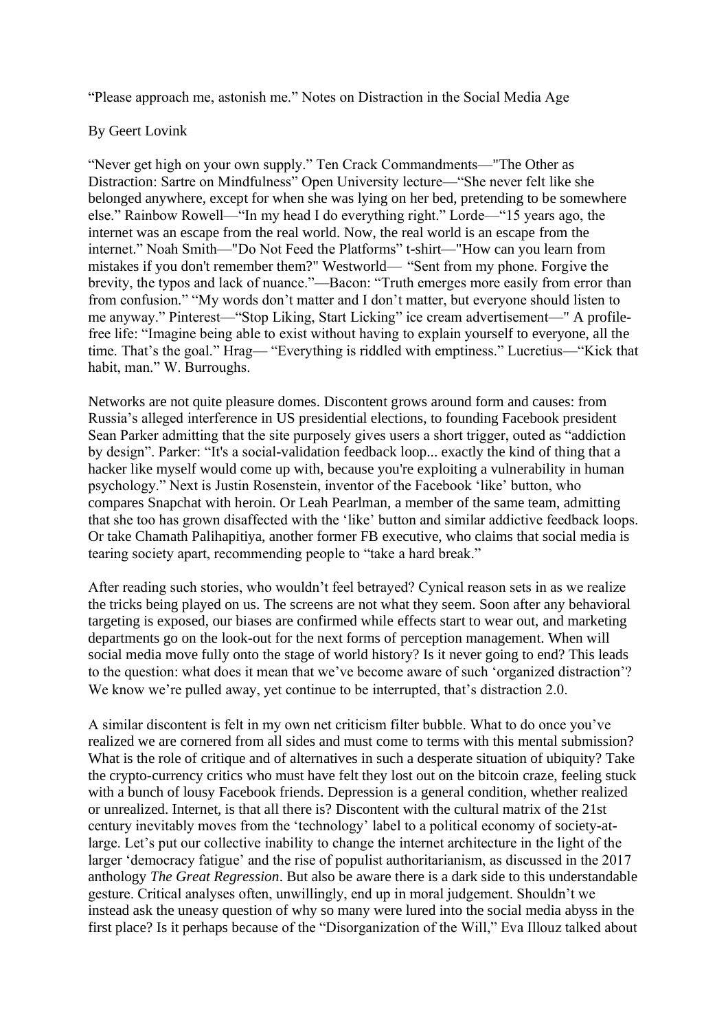# “Please approach me, astonish me.” Notes on Distraction in the Social Media Age

By Geert Lovink

“Never get high on your own supply.” Ten Crack Commandments—"The Other as Distraction: Sartre on Mindfulness” Open University lecture—“She never felt like she belonged anywhere, except for when she was lying on her bed, pretending to be somewhere else.” Rainbow Rowell—“In my head I do everything right.” Lorde—“15 years ago, the internet was an escape from the real world. Now, the real world is an escape from the internet.” Noah Smith—"Do Not Feed the Platforms” t-shirt—"How can you learn from mistakes if you don't remember them?" Westworld— “Sent from my phone. Forgive the brevity, the typos and lack of nuance.”—Bacon: “Truth emerges more easily from error than from confusion.” “My words don’t matter and I don’t matter, but everyone should listen to me anyway.” Pinterest—“Stop Liking, Start Licking” ice cream advertisement—" A profile-free life: “Imagine being able to exist without having to explain yourself to everyone, all the time. That’s the goal.” Hrag— “Everything is riddled with emptiness.” Lucretius—“Kick that habit, man.” W. Burroughs.

Networks are not quite pleasure domes. Discontent grows around form and causes: from Russia’s alleged interference in US presidential elections, to founding Facebook president Sean Parker admitting that the site purposely gives users a short trigger, outed as “addiction by design”. Parker: “It's a social-validation feedback loop... exactly the kind of thing that a hacker like myself would come up with, because you're exploiting a vulnerability in human psychology.” Next is Justin Rosenstein, inventor of the Facebook ‘like’ button, who compares Snapchat with heroin. Or Leah Pearlman, a member of the same team, admitting that she too has grown disaffected with the ‘like’ button and similar addictive feedback loops. Or take Chamath Palihapitiya, another former FB executive, who claims that social media is tearing society apart, recommending people to “take a hard break.”

After reading such stories, who wouldn’t feel betrayed? Cynical reason sets in as we realize the tricks being played on us. The screens are not what they seem. Soon after any behavioral targeting is exposed, our biases are confirmed while effects start to wear out, and marketing departments go on the look-out for the next forms of perception management. When will social media move fully onto the stage of world history? Is it never going to end? This leads to the question: what does it mean that we’ve become aware of such ‘organized distraction’? We know we’re pulled away, yet continue to be interrupted, that’s distraction 2.0.

A similar discontent is felt in my own net criticism filter bubble. What to do once you’ve realized we are cornered from all sides and must come to terms with this mental submission? What is the role of critique and of alternatives in such a desperate situation of ubiquity? Take the crypto-currency critics who must have felt they lost out on the bitcoin craze, feeling stuck with a bunch of lousy Facebook friends. Depression is a general condition, whether realized or unrealized. Internet, is that all there is? Discontent with the cultural matrix of the 21st century inevitably moves from the ‘technology’ label to a political economy of society-at-large. Let’s put our collective inability to change the internet architecture in the light of the larger ‘democracy fatigue’ and the rise of populist authoritarianism, as discussed in the 2017 anthology *The Great Regression*. But also be aware there is a dark side to this understandable gesture. Critical analyses often, unwillingly, end up in moral judgement. Shouldn’t we instead ask the uneasy question of why so many were lured into the social media abyss in the first place? Is it perhaps because of the “Disorganization of the Will,” Eva Illouz talked about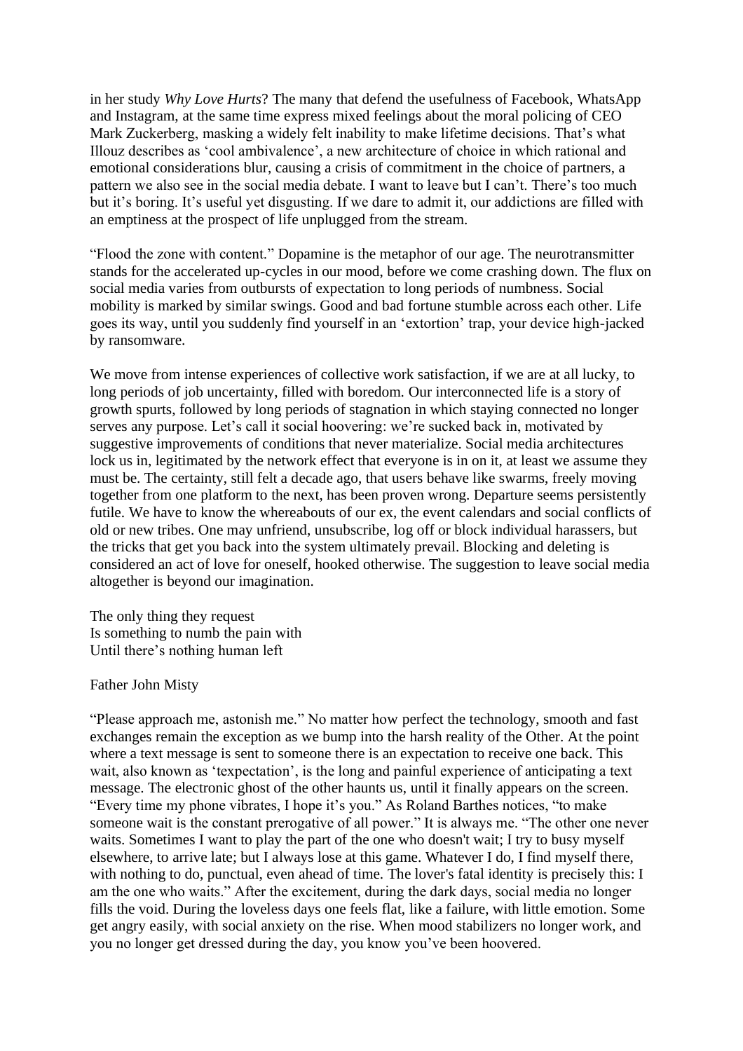in her study *Why Love Hurts*? The many that defend the usefulness of Facebook, WhatsApp and Instagram, at the same time express mixed feelings about the moral policing of CEO Mark Zuckerberg, masking a widely felt inability to make lifetime decisions. That's what Illouz describes as 'cool ambivalence', a new architecture of choice in which rational and emotional considerations blur, causing a crisis of commitment in the choice of partners, a pattern we also see in the social media debate. I want to leave but I can't. There's too much but it's boring. It's useful yet disgusting. If we dare to admit it, our addictions are filled with an emptiness at the prospect of life unplugged from the stream.

"Flood the zone with content." Dopamine is the metaphor of our age. The neurotransmitter stands for the accelerated up-cycles in our mood, before we come crashing down. The flux on social media varies from outbursts of expectation to long periods of numbness. Social mobility is marked by similar swings. Good and bad fortune stumble across each other. Life goes its way, until you suddenly find yourself in an 'extortion' trap, your device high-jacked by ransomware.

We move from intense experiences of collective work satisfaction, if we are at all lucky, to long periods of job uncertainty, filled with boredom. Our interconnected life is a story of growth spurts, followed by long periods of stagnation in which staying connected no longer serves any purpose. Let's call it social hoovering: we're sucked back in, motivated by suggestive improvements of conditions that never materialize. Social media architectures lock us in, legitimated by the network effect that everyone is in on it, at least we assume they must be. The certainty, still felt a decade ago, that users behave like swarms, freely moving together from one platform to the next, has been proven wrong. Departure seems persistently futile. We have to know the whereabouts of our ex, the event calendars and social conflicts of old or new tribes. One may unfriend, unsubscribe, log off or block individual harassers, but the tricks that get you back into the system ultimately prevail. Blocking and deleting is considered an act of love for oneself, hooked otherwise. The suggestion to leave social media altogether is beyond our imagination.

The only thing they request  
Is something to numb the pain with  
Until there's nothing human left

Father John Misty

"Please approach me, astonish me." No matter how perfect the technology, smooth and fast exchanges remain the exception as we bump into the harsh reality of the Other. At the point where a text message is sent to someone there is an expectation to receive one back. This wait, also known as 'texpectation', is the long and painful experience of anticipating a text message. The electronic ghost of the other haunts us, until it finally appears on the screen. "Every time my phone vibrates, I hope it's you." As Roland Barthes notices, "to make someone wait is the constant prerogative of all power." It is always me. "The other one never waits. Sometimes I want to play the part of the one who doesn't wait; I try to busy myself elsewhere, to arrive late; but I always lose at this game. Whatever I do, I find myself there, with nothing to do, punctual, even ahead of time. The lover's fatal identity is precisely this: I am the one who waits." After the excitement, during the dark days, social media no longer fills the void. During the loveless days one feels flat, like a failure, with little emotion. Some get angry easily, with social anxiety on the rise. When mood stabilizers no longer work, and you no longer get dressed during the day, you know you've been hoovered.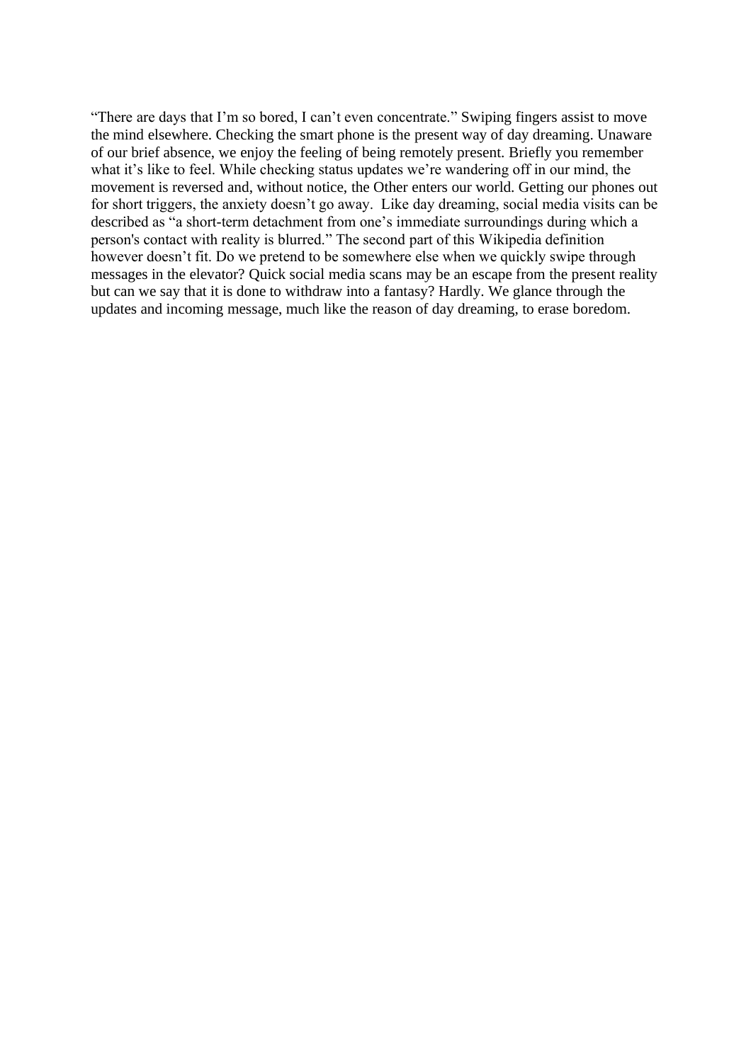“There are days that I’m so bored, I can’t even concentrate.” Swiping fingers assist to move the mind elsewhere. Checking the smart phone is the present way of day dreaming. Unaware of our brief absence, we enjoy the feeling of being remotely present. Briefly you remember what it’s like to feel. While checking status updates we’re wandering off in our mind, the movement is reversed and, without notice, the Other enters our world. Getting our phones out for short triggers, the anxiety doesn’t go away. Like day dreaming, social media visits can be described as “a short-term detachment from one’s immediate surroundings during which a person's contact with reality is blurred.” The second part of this Wikipedia definition however doesn’t fit. Do we pretend to be somewhere else when we quickly swipe through messages in the elevator? Quick social media scans may be an escape from the present reality but can we say that it is done to withdraw into a fantasy? Hardly. We glance through the updates and incoming message, much like the reason of day dreaming, to erase boredom.